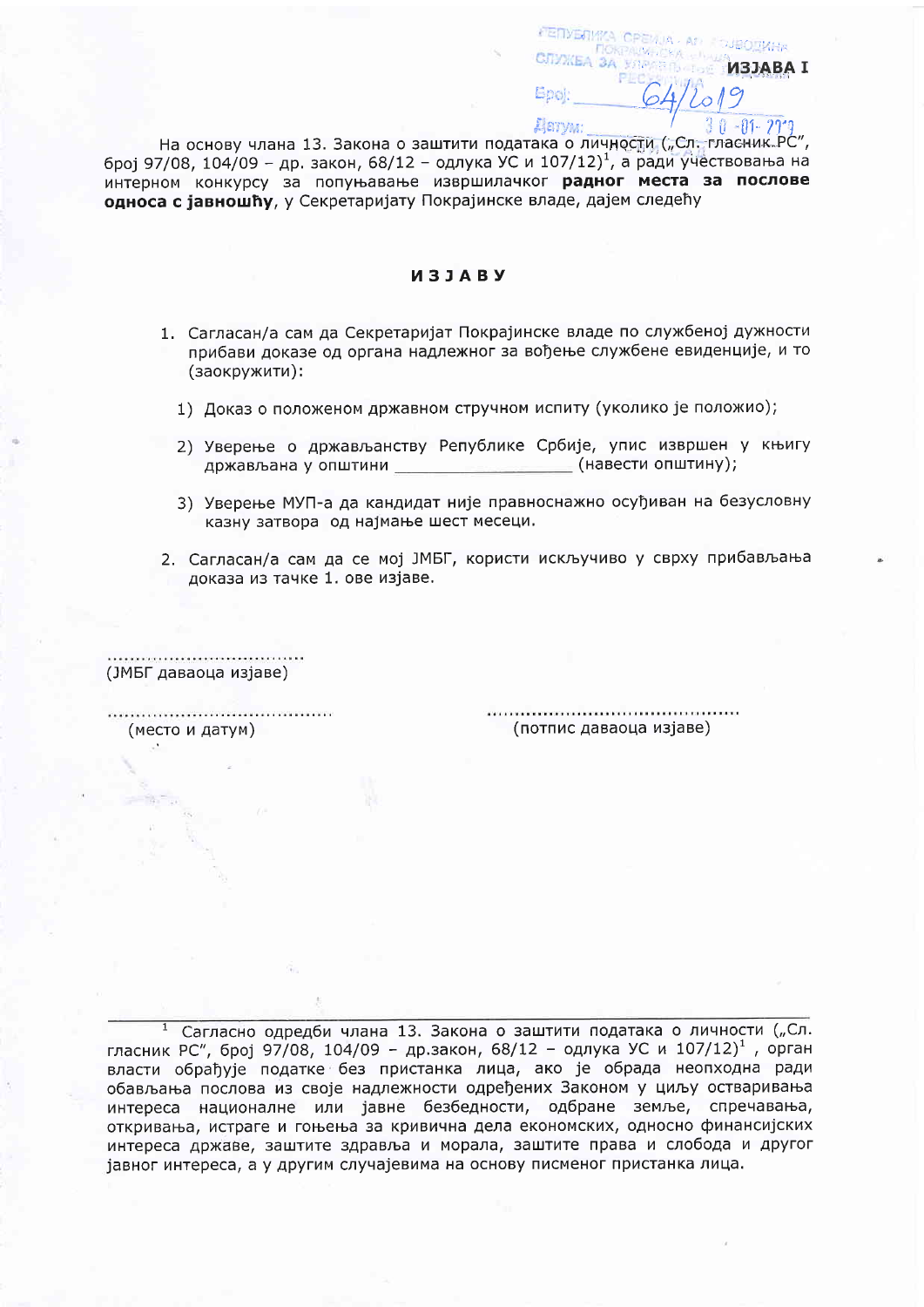**ИЗЈАВА I**

РЕПУБЛИКА СРБИЈА - АП ВОЈВОДИНА
ПОКРАЈИНСКА ВЛАДА
СЛУЖБА ЗА УПРАВЉАЊЕ ЉУДСКИМ РЕСУРСИМА
Број: 64/2019
Датум: 30-01-2019
НОВИ САД

На основу члана 13. Закона о заштити података о личности („Сл. гласник РС", број 97/08, 104/09 – др. закон, 68/12 – одлука УС и 107/12)[1], а ради учествовања на интерном конкурсу за попуњавање извршилачког **радног места за послове односа с јавношћу**, у Секретаријату Покрајинске владе, дајем следећу

## ИЗЈАВУ

1. Сагласан/а сам да Секретаријат Покрајинске владе по службеној дужности прибави доказе од органа надлежног за вођење службене евиденције, и то (заокружити):
   1) Доказ о положеном државном стручном испиту (уколико је положио);
   2) Уверење о држављанству Републике Србије, упис извршен у књигу држављана у општини ________________ (навести општину);
   3) Уверење МУП-а да кандидат није правноснажно осуђиван на безусловну казну затвора од најмање шест месеци.
2. Сагласан/а сам да се мој ЈМБГ, користи искључиво у сврху прибављања доказа из тачке 1. ове изјаве.

..................................
(ЈМБГ даваоца изјаве)

....................................... ..........................................
(место и датум) (потпис даваоца изјаве)

---

[1] Сагласно одредби члана 13. Закона о заштити података о личности („Сл. гласник РС", број 97/08, 104/09 – др.закон, 68/12 – одлука УС и 107/12)[1], орган власти обрађује податке без пристанка лица, ако је обрада неопходна ради обављања послова из своје надлежности одређених Законом у циљу остваривања интереса националне или јавне безбедности, одбране земље, спречавања, откривања, истраге и гоњења за кривична дела економских, односно финансијских интереса државе, заштите здравља и морала, заштите права и слобода и другог јавног интереса, а у другим случајевима на основу писменог пристанка лица.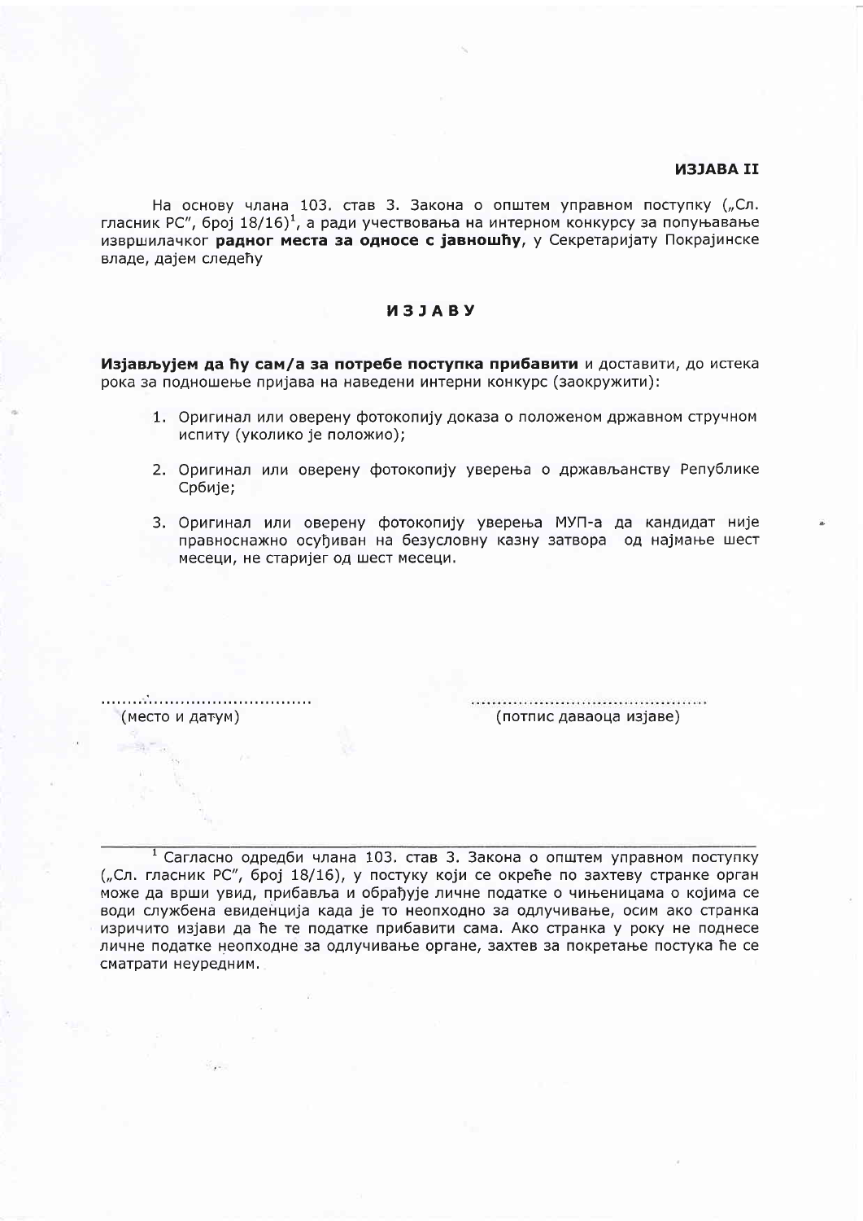**ИЗЈАВА II**

На основу члана 103. став 3. Закона о општем управном поступку („Сл. гласник РС", број 18/16)[1], а ради учествовања на интерном конкурсу за попуњавање извршилачког **радног места за односе с јавношћу**, у Секретаријату Покрајинске владе, дајем следећу

## ИЗЈАВУ

**Изјављујем да ћу сам/а за потребе поступка прибавити** и доставити, до истека рока за подношење пријава на наведени интерни конкурс (заокружити):

1. Оригинал или оверену фотокопију доказа о положеном државном стручном испиту (уколико је положио);
2. Оригинал или оверену фотокопију уверења о држављанству Републике Србије;
3. Оригинал или оверену фотокопију уверења МУП-а да кандидат није правноснажно осуђиван на безусловну казну затвора од најмање шест месеци, не старијег од шест месеци.

..........................................
(место и датум)

..........................................
(потпис даваоца изјаве)

---

[1] Сагласно одредби члана 103. став 3. Закона о општем управном поступку („Сл. гласник РС", број 18/16), у постуку који се окреће по захтеву странке орган може да врши увид, прибавља и обрађује личне податке о чињеницама о којима се води службена евиденција када је то неопходно за одлучивање, осим ако странка изричито изјави да ће те податке прибавити сама. Ако странка у року не поднесе личне податке неопходне за одлучивање органе, захтев за покретање постука ће се сматрати неуредним.